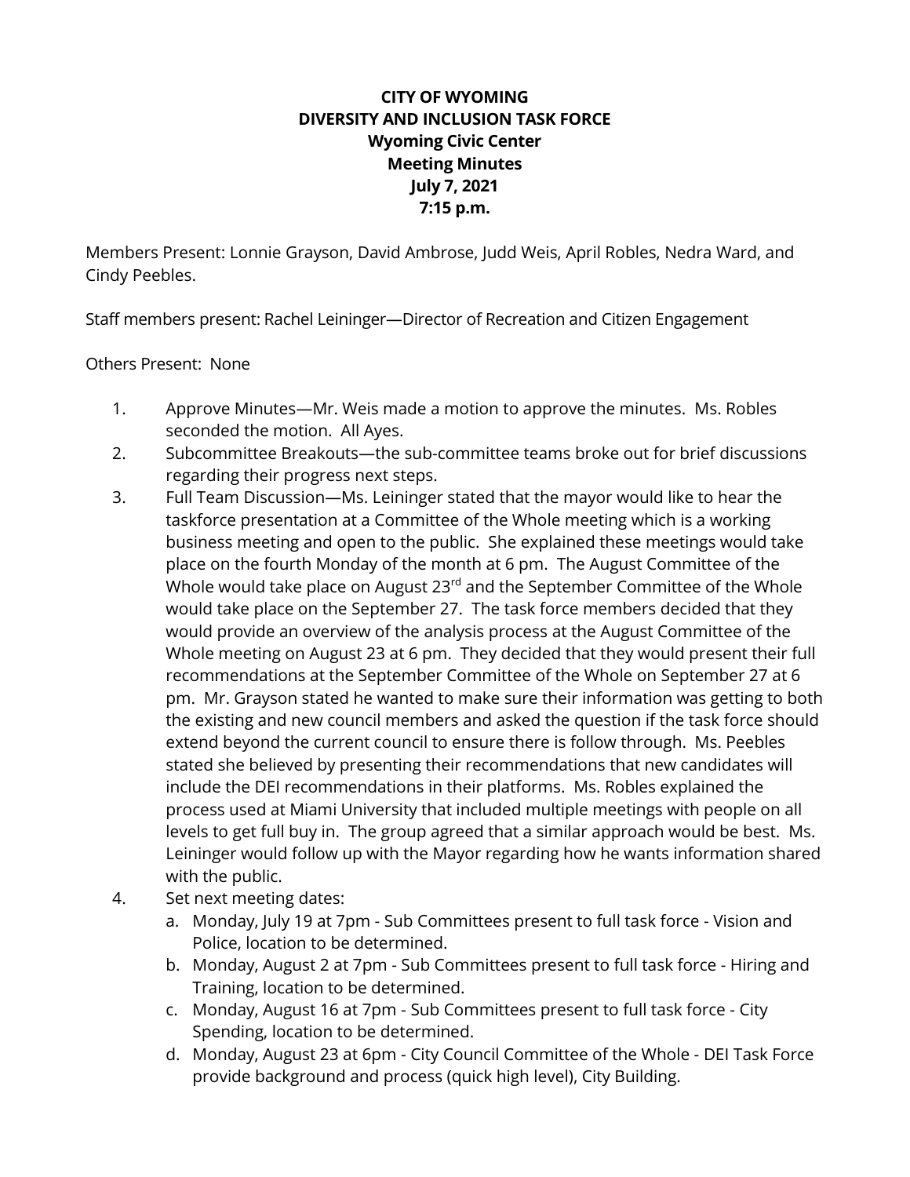**CITY OF WYOMING**
**DIVERSITY AND INCLUSION TASK FORCE**
**Wyoming Civic Center**
**Meeting Minutes**
**July 7, 2021**
**7:15 p.m.**

Members Present: Lonnie Grayson, David Ambrose, Judd Weis, April Robles, Nedra Ward, and Cindy Peebles.

Staff members present: Rachel Leininger—Director of Recreation and Citizen Engagement

Others Present: None

1. Approve Minutes—Mr. Weis made a motion to approve the minutes. Ms. Robles seconded the motion. All Ayes.
2. Subcommittee Breakouts—the sub-committee teams broke out for brief discussions regarding their progress next steps.
3. Full Team Discussion—Ms. Leininger stated that the mayor would like to hear the taskforce presentation at a Committee of the Whole meeting which is a working business meeting and open to the public. She explained these meetings would take place on the fourth Monday of the month at 6 pm. The August Committee of the Whole would take place on August 23rd and the September Committee of the Whole would take place on the September 27. The task force members decided that they would provide an overview of the analysis process at the August Committee of the Whole meeting on August 23 at 6 pm. They decided that they would present their full recommendations at the September Committee of the Whole on September 27 at 6 pm. Mr. Grayson stated he wanted to make sure their information was getting to both the existing and new council members and asked the question if the task force should extend beyond the current council to ensure there is follow through. Ms. Peebles stated she believed by presenting their recommendations that new candidates will include the DEI recommendations in their platforms. Ms. Robles explained the process used at Miami University that included multiple meetings with people on all levels to get full buy in. The group agreed that a similar approach would be best. Ms. Leininger would follow up with the Mayor regarding how he wants information shared with the public.
4. Set next meeting dates:
   a. Monday, July 19 at 7pm - Sub Committees present to full task force - Vision and Police, location to be determined.
   b. Monday, August 2 at 7pm - Sub Committees present to full task force - Hiring and Training, location to be determined.
   c. Monday, August 16 at 7pm - Sub Committees present to full task force - City Spending, location to be determined.
   d. Monday, August 23 at 6pm - City Council Committee of the Whole - DEI Task Force provide background and process (quick high level), City Building.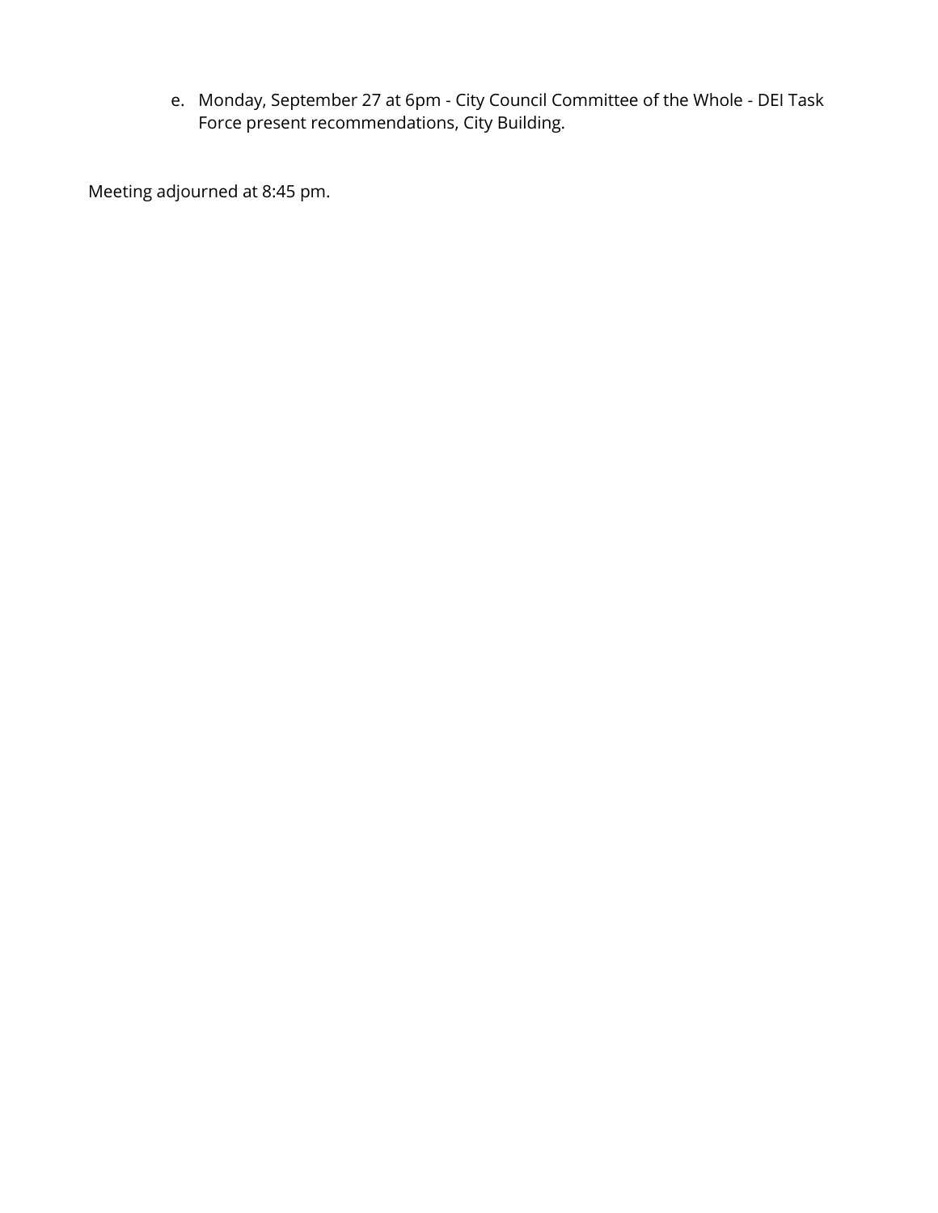e. Monday, September 27 at 6pm - City Council Committee of the Whole - DEI Task Force present recommendations, City Building.

Meeting adjourned at 8:45 pm.